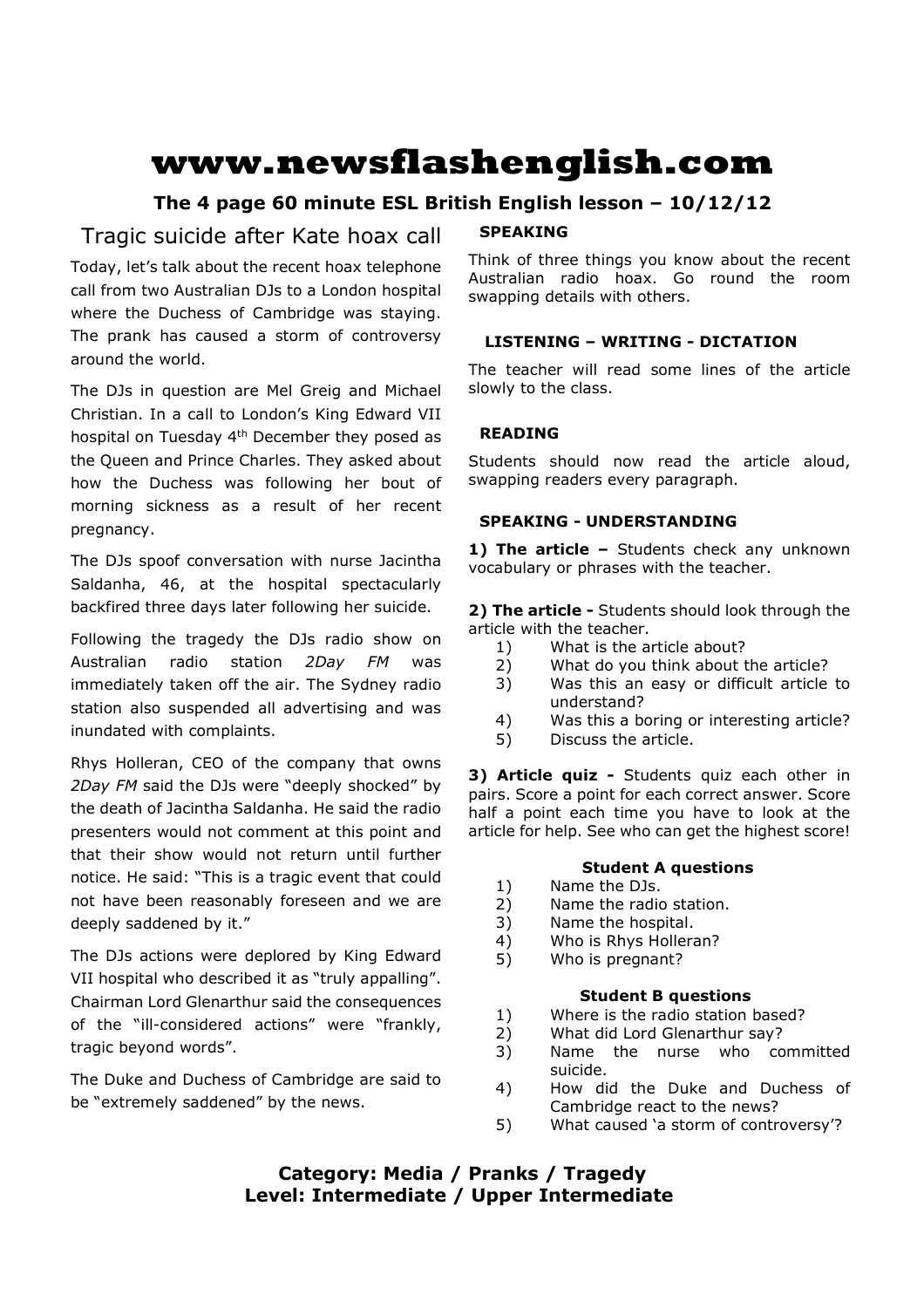# www.newsflashenglish.com

**The 4 page 60 minute ESL British English lesson – 10/12/12**

## Tragic suicide after Kate hoax call

Today, let's talk about the recent hoax telephone call from two Australian DJs to a London hospital where the Duchess of Cambridge was staying. The prank has caused a storm of controversy around the world.

The DJs in question are Mel Greig and Michael Christian. In a call to London's King Edward VII hospital on Tuesday 4th December they posed as the Queen and Prince Charles. They asked about how the Duchess was following her bout of morning sickness as a result of her recent pregnancy.

The DJs spoof conversation with nurse Jacintha Saldanha, 46, at the hospital spectacularly backfired three days later following her suicide.

Following the tragedy the DJs radio show on Australian radio station *2Day FM* was immediately taken off the air. The Sydney radio station also suspended all advertising and was inundated with complaints.

Rhys Holleran, CEO of the company that owns *2Day FM* said the DJs were "deeply shocked" by the death of Jacintha Saldanha. He said the radio presenters would not comment at this point and that their show would not return until further notice. He said: "This is a tragic event that could not have been reasonably foreseen and we are deeply saddened by it."

The DJs actions were deplored by King Edward VII hospital who described it as "truly appalling". Chairman Lord Glenarthur said the consequences of the "ill-considered actions" were "frankly, tragic beyond words".

The Duke and Duchess of Cambridge are said to be "extremely saddened" by the news.

### SPEAKING

Think of three things you know about the recent Australian radio hoax. Go round the room swapping details with others.

### LISTENING – WRITING - DICTATION

The teacher will read some lines of the article slowly to the class.

### READING

Students should now read the article aloud, swapping readers every paragraph.

### SPEAKING - UNDERSTANDING

**1) The article –** Students check any unknown vocabulary or phrases with the teacher.

**2) The article -** Students should look through the article with the teacher.

1) What is the article about?
2) What do you think about the article?
3) Was this an easy or difficult article to understand?
4) Was this a boring or interesting article?
5) Discuss the article.

**3) Article quiz -** Students quiz each other in pairs. Score a point for each correct answer. Score half a point each time you have to look at the article for help. See who can get the highest score!

**Student A questions**

1) Name the DJs.
2) Name the radio station.
3) Name the hospital.
4) Who is Rhys Holleran?
5) Who is pregnant?

**Student B questions**

1) Where is the radio station based?
2) What did Lord Glenarthur say?
3) Name the nurse who committed suicide.
4) How did the Duke and Duchess of Cambridge react to the news?
5) What caused 'a storm of controversy'?

**Category: Media / Pranks / Tragedy**
**Level: Intermediate / Upper Intermediate**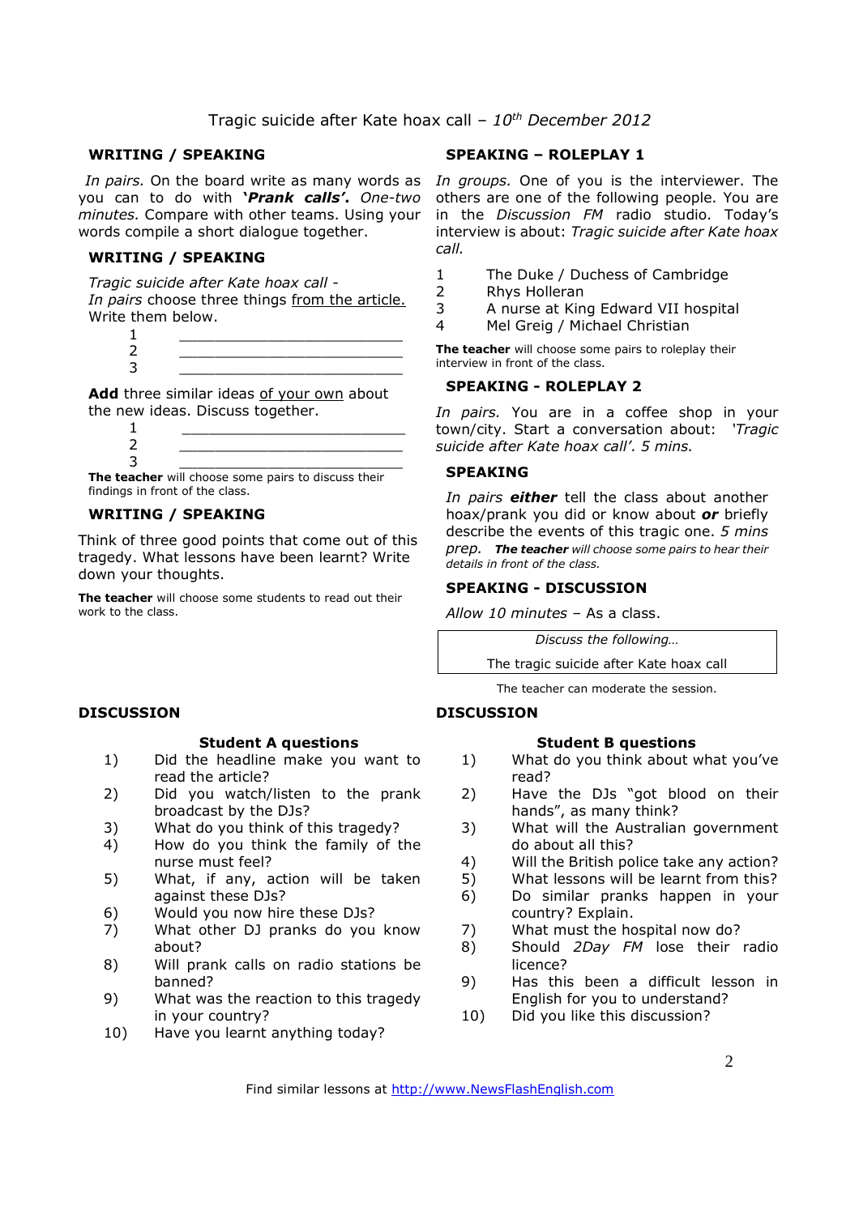Tragic suicide after Kate hoax call – *10th December 2012*

## WRITING / SPEAKING

*In pairs.* On the board write as many words as you can to do with ***'Prank calls'***. *One-two minutes.* Compare with other teams. Using your words compile a short dialogue together.

## WRITING / SPEAKING

*Tragic suicide after Kate hoax call -*
*In pairs* choose three things from the article. Write them below.

1 ______________________
2 ______________________
3 ______________________

**Add** three similar ideas of your own about the new ideas. Discuss together.

1 ______________________
2 ______________________
3 ______________________

**The teacher** will choose some pairs to discuss their findings in front of the class.

## WRITING / SPEAKING

Think of three good points that come out of this tragedy. What lessons have been learnt? Write down your thoughts.

**The teacher** will choose some students to read out their work to the class.

## SPEAKING – ROLEPLAY 1

*In groups.* One of you is the interviewer. The others are one of the following people. You are in the *Discussion FM* radio studio. Today's interview is about: *Tragic suicide after Kate hoax call.*

1. The Duke / Duchess of Cambridge
2. Rhys Holleran
3. A nurse at King Edward VII hospital
4. Mel Greig / Michael Christian

**The teacher** will choose some pairs to roleplay their interview in front of the class.

## SPEAKING - ROLEPLAY 2

*In pairs.* You are in a coffee shop in your town/city. Start a conversation about: *'Tragic suicide after Kate hoax call'. 5 mins.*

## SPEAKING

*In pairs* ***either*** tell the class about another hoax/prank you did or know about ***or*** briefly describe the events of this tragic one. *5 mins prep.* ***The teacher** will choose some pairs to hear their details in front of the class.*

## SPEAKING - DISCUSSION

*Allow 10 minutes* – As a class.

| *Discuss the following…* |
|---|
| The tragic suicide after Kate hoax call |

The teacher can moderate the session.

## DISCUSSION

### Student A questions

1) Did the headline make you want to read the article?
2) Did you watch/listen to the prank broadcast by the DJs?
3) What do you think of this tragedy?
4) How do you think the family of the nurse must feel?
5) What, if any, action will be taken against these DJs?
6) Would you now hire these DJs?
7) What other DJ pranks do you know about?
8) Will prank calls on radio stations be banned?
9) What was the reaction to this tragedy in your country?
10) Have you learnt anything today?

## DISCUSSION

### Student B questions

1) What do you think about what you've read?
2) Have the DJs "got blood on their hands", as many think?
3) What will the Australian government do about all this?
4) Will the British police take any action?
5) What lessons will be learnt from this?
6) Do similar pranks happen in your country? Explain.
7) What must the hospital now do?
8) Should *2Day FM* lose their radio licence?
9) Has this been a difficult lesson in English for you to understand?
10) Did you like this discussion?

Find similar lessons at http://www.NewsFlashEnglish.com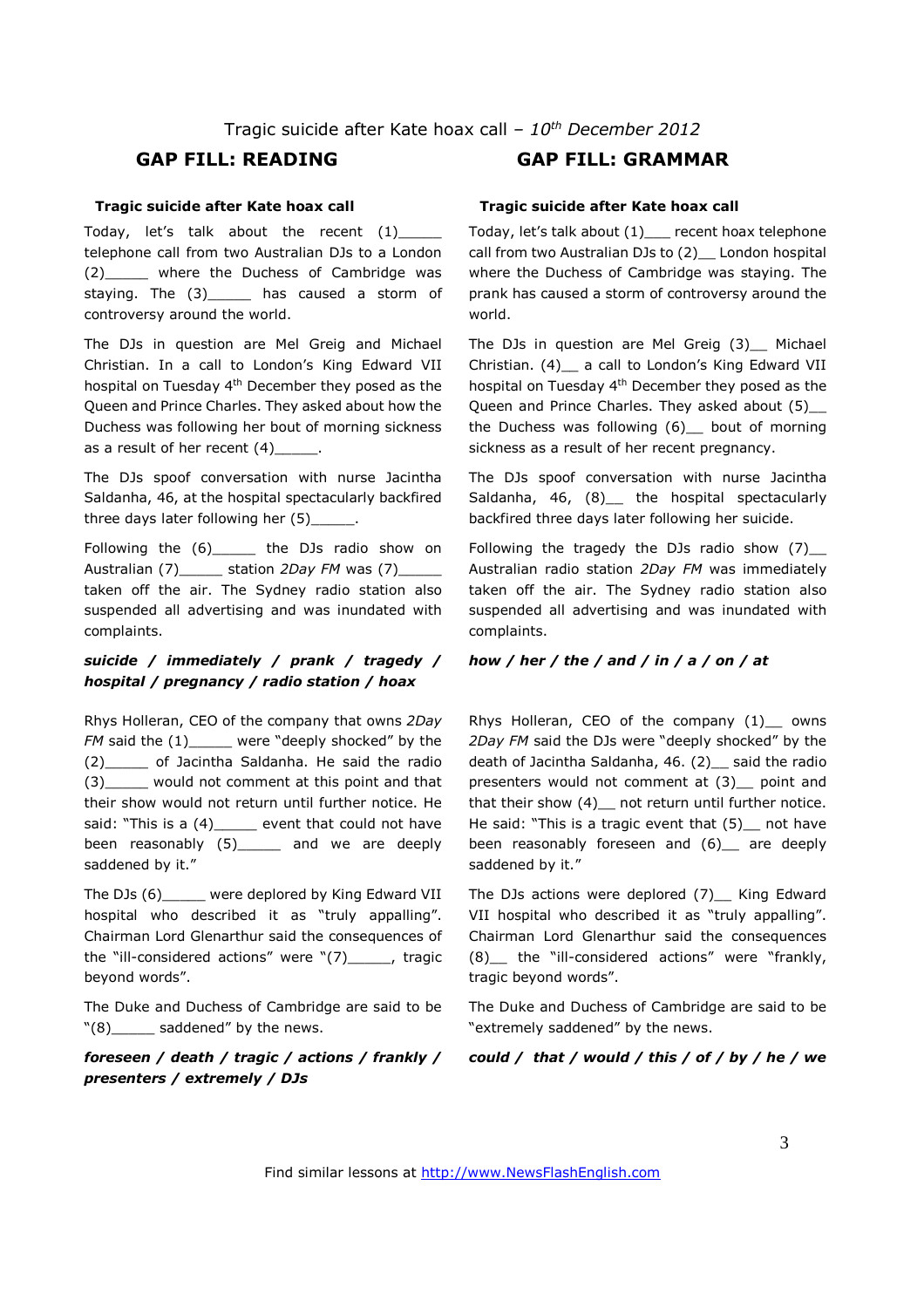Tragic suicide after Kate hoax call – *10th December 2012*

## GAP FILL: READING

**Tragic suicide after Kate hoax call**

Today, let's talk about the recent (1)_____ telephone call from two Australian DJs to a London (2)_____ where the Duchess of Cambridge was staying. The (3)_____ has caused a storm of controversy around the world.

The DJs in question are Mel Greig and Michael Christian. In a call to London's King Edward VII hospital on Tuesday 4th December they posed as the Queen and Prince Charles. They asked about how the Duchess was following her bout of morning sickness as a result of her recent (4)_____.

The DJs spoof conversation with nurse Jacintha Saldanha, 46, at the hospital spectacularly backfired three days later following her (5)_____.

Following the (6)_____ the DJs radio show on Australian (7)_____ station *2Day FM* was (7)_____ taken off the air. The Sydney radio station also suspended all advertising and was inundated with complaints.

***suicide / immediately / prank / tragedy / hospital / pregnancy / radio station / hoax***

Rhys Holleran, CEO of the company that owns *2Day FM* said the (1)_____ were "deeply shocked" by the (2)_____ of Jacintha Saldanha. He said the radio (3)_____ would not comment at this point and that their show would not return until further notice. He said: "This is a (4)_____ event that could not have been reasonably (5)_____ and we are deeply saddened by it."

The DJs (6)_____ were deplored by King Edward VII hospital who described it as "truly appalling". Chairman Lord Glenarthur said the consequences of the "ill-considered actions" were "(7)_____, tragic beyond words".

The Duke and Duchess of Cambridge are said to be "(8)_____ saddened" by the news.

***foreseen / death / tragic / actions / frankly / presenters / extremely / DJs***

## GAP FILL: GRAMMAR

**Tragic suicide after Kate hoax call**

Today, let's talk about (1)___ recent hoax telephone call from two Australian DJs to (2)__ London hospital where the Duchess of Cambridge was staying. The prank has caused a storm of controversy around the world.

The DJs in question are Mel Greig (3)__ Michael Christian. (4)__ a call to London's King Edward VII hospital on Tuesday 4th December they posed as the Queen and Prince Charles. They asked about (5)__ the Duchess was following (6)__ bout of morning sickness as a result of her recent pregnancy.

The DJs spoof conversation with nurse Jacintha Saldanha, 46, (8)__ the hospital spectacularly backfired three days later following her suicide.

Following the tragedy the DJs radio show (7)__ Australian radio station *2Day FM* was immediately taken off the air. The Sydney radio station also suspended all advertising and was inundated with complaints.

***how / her / the / and / in / a / on / at***

Rhys Holleran, CEO of the company (1)__ owns *2Day FM* said the DJs were "deeply shocked" by the death of Jacintha Saldanha, 46. (2)__ said the radio presenters would not comment at (3)__ point and that their show (4)__ not return until further notice. He said: "This is a tragic event that (5)__ not have been reasonably foreseen and (6)__ are deeply saddened by it."

The DJs actions were deplored (7)__ King Edward VII hospital who described it as "truly appalling". Chairman Lord Glenarthur said the consequences (8)__ the "ill-considered actions" were "frankly, tragic beyond words".

The Duke and Duchess of Cambridge are said to be "extremely saddened" by the news.

***could / that / would / this / of / by / he / we***

Find similar lessons at http://www.NewsFlashEnglish.com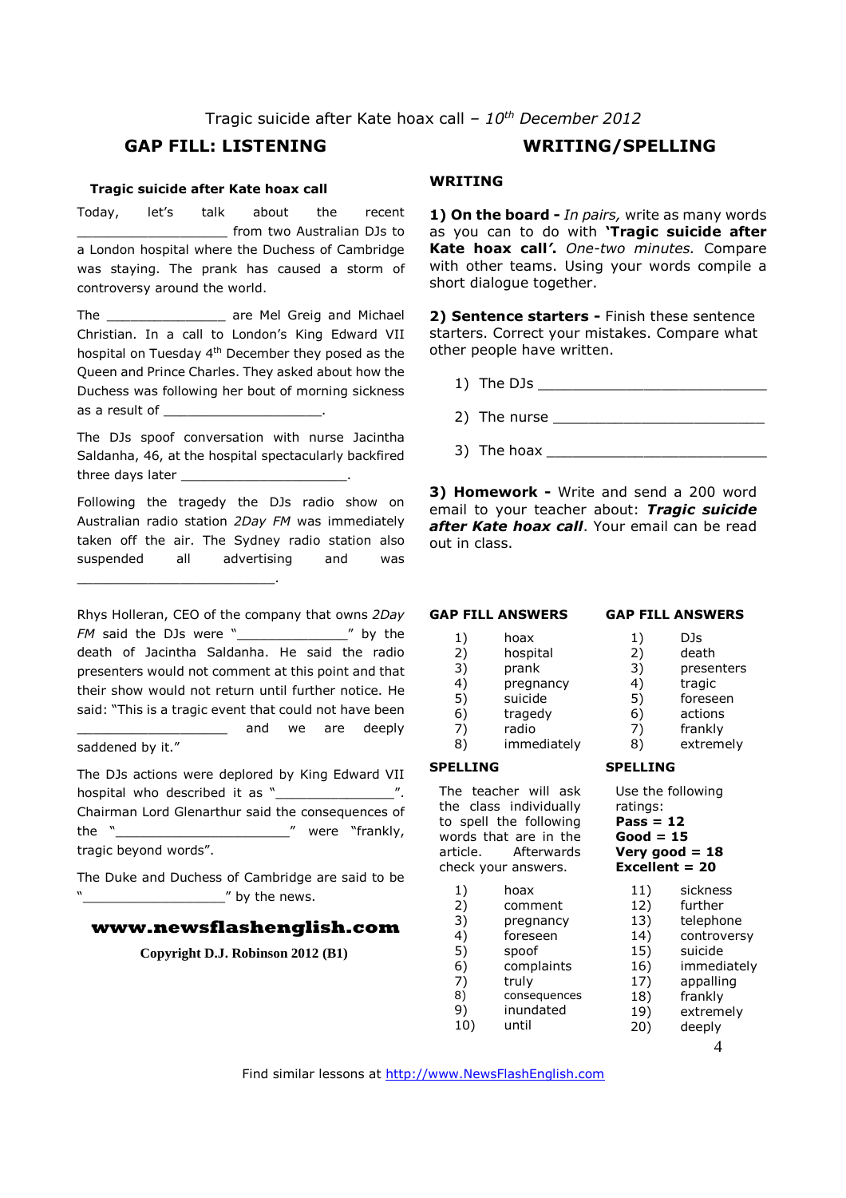Tragic suicide after Kate hoax call – *10th December 2012*

## GAP FILL: LISTENING

**Tragic suicide after Kate hoax call**

Today, let's talk about the recent ___________________ from two Australian DJs to a London hospital where the Duchess of Cambridge was staying. The prank has caused a storm of controversy around the world.

The _______________ are Mel Greig and Michael Christian. In a call to London's King Edward VII hospital on Tuesday 4th December they posed as the Queen and Prince Charles. They asked about how the Duchess was following her bout of morning sickness as a result of ____________________.

The DJs spoof conversation with nurse Jacintha Saldanha, 46, at the hospital spectacularly backfired three days later _____________________.

Following the tragedy the DJs radio show on Australian radio station *2Day FM* was immediately taken off the air. The Sydney radio station also suspended all advertising and was _________________________.

Rhys Holleran, CEO of the company that owns *2Day FM* said the DJs were "______________" by the death of Jacintha Saldanha. He said that the radio presenters would not comment at this point and that their show would not return until further notice. He said: "This is a tragic event that could not have been ___________________ and we are deeply saddened by it."

The DJs actions were deplored by King Edward VII hospital who described it as "_______________". Chairman Lord Glenarthur said the consequences of the "______________________" were "frankly, tragic beyond words".

The Duke and Duchess of Cambridge are said to be "_________________" by the news.

**www.newsflashenglish.com**

**Copyright D.J. Robinson 2012 (B1)**

## WRITING/SPELLING

### WRITING

**1) On the board -** *In pairs,* write as many words as you can to do with **'Tragic suicide after Kate hoax call'.** *One-two minutes.* Compare with other teams. Using your words compile a short dialogue together.

**2) Sentence starters -** Finish these sentence starters. Correct your mistakes. Compare what other people have written.

1) The DJs ___________________________
2) The nurse _________________________
3) The hoax __________________________

**3) Homework -** Write and send a 200 word email to your teacher about: ***Tragic suicide after Kate hoax call***. Your email can be read out in class.

### GAP FILL ANSWERS

1) hoax
2) hospital
3) prank
4) pregnancy
5) suicide
6) tragedy
7) radio
8) immediately

### GAP FILL ANSWERS

1) DJs
2) death
3) presenters
4) tragic
5) foreseen
6) actions
7) frankly
8) extremely

### SPELLING

The teacher will ask the class individually to spell the following words that are in the article. Afterwards check your answers.

1) hoax
2) comment
3) pregnancy
4) foreseen
5) spoof
6) complaints
7) truly
8) consequences
9) inundated
10) until

### SPELLING

Use the following ratings:
**Pass = 12**
**Good = 15**
**Very good = 18**
**Excellent = 20**

11) sickness
12) further
13) telephone
14) controversy
15) suicide
16) immediately
17) appalling
18) frankly
19) extremely
20) deeply

Find similar lessons at http://www.NewsFlashEnglish.com